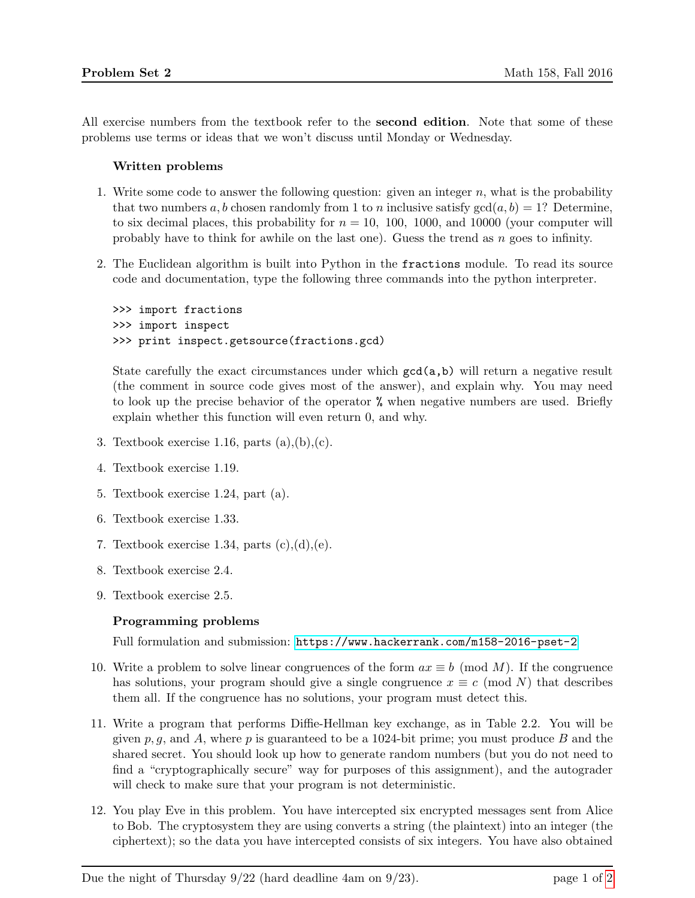# Problem Set 2

All exercise numbers from the textbook refer to the **second edition**. Note that some of these problems use terms or ideas that we won't discuss until Monday or Wednesday.

### Written problems

1. Write some code to answer the following question: given an integer $n$, what is the probability that two numbers $a, b$ chosen randomly from 1 to $n$ inclusive satisfy $\gcd(a, b) = 1$? Determine, to six decimal places, this probability for $n = 10,\ 100,\ 1000$, and 10000 (your computer will probably have to think for awhile on the last one). Guess the trend as $n$ goes to infinity.

2. The Euclidean algorithm is built into Python in the `fractions` module. To read its source code and documentation, type the following three commands into the python interpreter.

```
>>> import fractions
>>> import inspect
>>> print inspect.getsource(fractions.gcd)
```

   State carefully the exact circumstances under which `gcd(a,b)` will return a negative result (the comment in source code gives most of the answer), and explain why. You may need to look up the precise behavior of the operator `%` when negative numbers are used. Briefly explain whether this function will even return 0, and why.

3. Textbook exercise 1.16, parts (a),(b),(c).

4. Textbook exercise 1.19.

5. Textbook exercise 1.24, part (a).

6. Textbook exercise 1.33.

7. Textbook exercise 1.34, parts (c),(d),(e).

8. Textbook exercise 2.4.

9. Textbook exercise 2.5.

### Programming problems

Full formulation and submission: https://www.hackerrank.com/m158-2016-pset-2

10. Write a problem to solve linear congruences of the form $ax \equiv b \pmod{M}$. If the congruence has solutions, your program should give a single congruence $x \equiv c \pmod{N}$ that describes them all. If the congruence has no solutions, your program must detect this.

11. Write a program that performs Diffie-Hellman key exchange, as in Table 2.2. You will be given $p, g$, and $A$, where $p$ is guaranteed to be a 1024-bit prime; you must produce $B$ and the shared secret. You should look up how to generate random numbers (but you do not need to find a "cryptographically secure" way for purposes of this assignment), and the autograder will check to make sure that your program is not deterministic.

12. You play Eve in this problem. You have intercepted six encrypted messages sent from Alice to Bob. The cryptosystem they are using converts a string (the plaintext) into an integer (the ciphertext); so the data you have intercepted consists of six integers. You have also obtained

Due the night of Thursday 9/22 (hard deadline 4am on 9/23).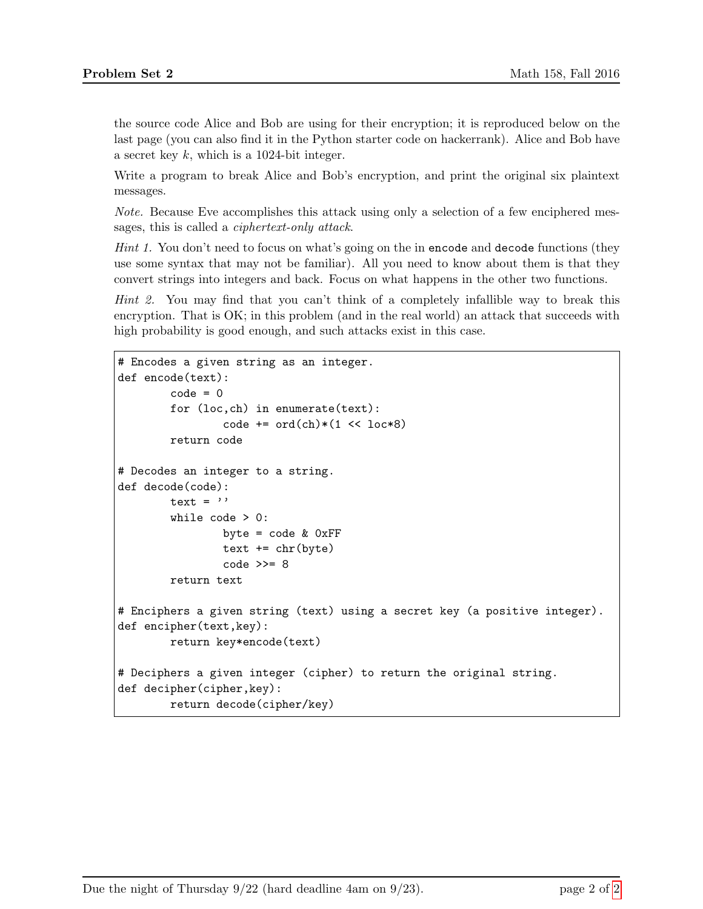the source code Alice and Bob are using for their encryption; it is reproduced below on the last page (you can also find it in the Python starter code on hackerrank). Alice and Bob have a secret key $k$, which is a 1024-bit integer.

Write a program to break Alice and Bob's encryption, and print the original six plaintext messages.

*Note.* Because Eve accomplishes this attack using only a selection of a few enciphered messages, this is called a *ciphertext-only attack*.

*Hint 1.* You don't need to focus on what's going on the in `encode` and `decode` functions (they use some syntax that may not be familiar). All you need to know about them is that they convert strings into integers and back. Focus on what happens in the other two functions.

*Hint 2.* You may find that you can't think of a completely infallible way to break this encryption. That is OK; in this problem (and in the real world) an attack that succeeds with high probability is good enough, and such attacks exist in this case.

```
# Encodes a given string as an integer.
def encode(text):
        code = 0
        for (loc,ch) in enumerate(text):
                code += ord(ch)*(1 << loc*8)
        return code

# Decodes an integer to a string.
def decode(code):
        text = ''
        while code > 0:
                byte = code & 0xFF
                text += chr(byte)
                code >>= 8
        return text

# Enciphers a given string (text) using a secret key (a positive integer).
def encipher(text,key):
        return key*encode(text)

# Deciphers a given integer (cipher) to return the original string.
def decipher(cipher,key):
        return decode(cipher/key)
```

Due the night of Thursday 9/22 (hard deadline 4am on 9/23).